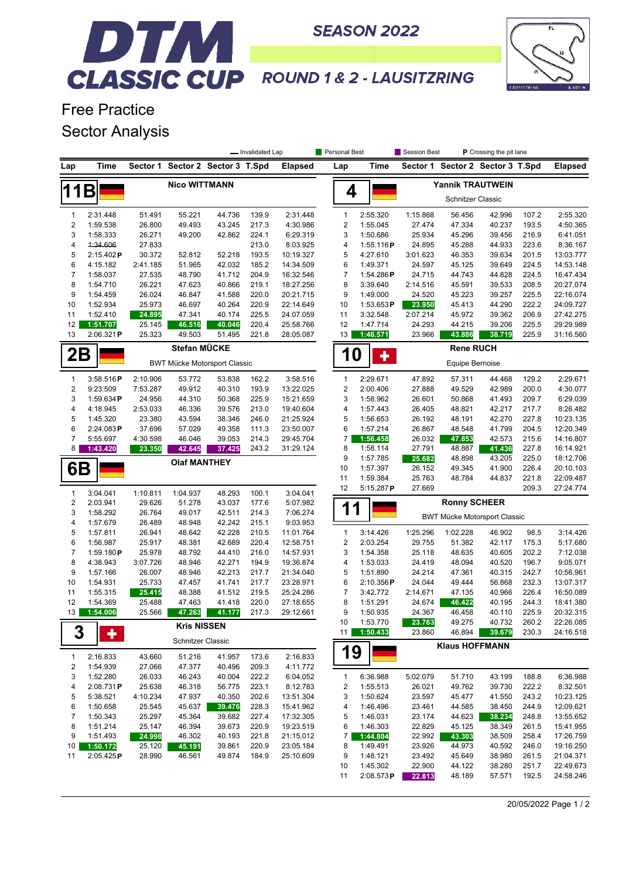# DTM CLASSIC CUP

**SEASON 2022**

**ROUND 1 & 2 - LAUSITZRING**

## Free Practice
## Sector Analysis

Legend: — Invalidated Lap | Personal Best | Session Best | P Crossing the pit lane

### 11B — Nico WITTMANN

| Lap | Time | Sector 1 | Sector 2 | Sector 3 | T.Spd | Elapsed |
|---|---|---|---|---|---|---|
| 1 | 2:31.448 | 51.491 | 55.221 | 44.736 | 139.9 | 2:31.448 |
| 2 | 1:59.538 | 26.800 | 49.493 | 43.245 | 217.3 | 4:30.986 |
| 3 | 1:58.333 | 26.271 | 49.200 | 42.862 | 224.1 | 6:29.319 |
| 4 | ~~1:34.606~~ | 27.833 | | | 213.0 | 8:03.925 |
| 5 | 2:15.402 P | 30.372 | 52.812 | 52.218 | 193.5 | 10:19.327 |
| 6 | 4:15.182 | 2:41.185 | 51.965 | 42.032 | 185.2 | 14:34.509 |
| 7 | 1:58.037 | 27.535 | 48.790 | 41.712 | 204.9 | 16:32.546 |
| 8 | 1:54.710 | 26.221 | 47.623 | 40.866 | 219.1 | 18:27.256 |
| 9 | 1:54.459 | 26.024 | 46.847 | 41.588 | 220.0 | 20:21.715 |
| 10 | 1:52.934 | 25.973 | 46.697 | 40.264 | 220.9 | 22:14.649 |
| 11 | 1:52.410 | 24.895 | 47.341 | 40.174 | 225.5 | 24:07.059 |
| 12 | 1:51.707 | 25.145 | 46.516 | 40.046 | 220.4 | 25:58.766 |
| 13 | 2:06.321 P | 25.323 | 49.503 | 51.495 | 221.8 | 28:05.087 |

### 2B — Stefan MÜCKE
BWT Mücke Motorsport Classic

| Lap | Time | Sector 1 | Sector 2 | Sector 3 | T.Spd | Elapsed |
|---|---|---|---|---|---|---|
| 1 | 3:58.516 P | 2:10.906 | 53.772 | 53.838 | 162.2 | 3:58.516 |
| 2 | 9:23.509 | 7:53.287 | 49.912 | 40.310 | 193.9 | 13:22.025 |
| 3 | 1:59.634 P | 24.956 | 44.310 | 50.368 | 225.9 | 15:21.659 |
| 4 | 4:18.945 | 2:53.033 | 46.336 | 39.576 | 213.0 | 19:40.604 |
| 5 | 1:45.320 | 23.380 | 43.594 | 38.346 | 246.0 | 21:25.924 |
| 6 | 2:24.083 P | 37.696 | 57.029 | 49.358 | 111.3 | 23:50.007 |
| 7 | 5:55.697 | 4:30.598 | 46.046 | 39.053 | 214.3 | 29:45.704 |
| 8 | 1:43.420 | 23.350 | 42.645 | 37.425 | 243.2 | 31:29.124 |

### 6B — Olaf MANTHEY

| Lap | Time | Sector 1 | Sector 2 | Sector 3 | T.Spd | Elapsed |
|---|---|---|---|---|---|---|
| 1 | 3:04.041 | 1:10.811 | 1:04.937 | 48.293 | 100.1 | 3:04.041 |
| 2 | 2:03.941 | 29.626 | 51.278 | 43.037 | 177.6 | 5:07.982 |
| 3 | 1:58.292 | 26.764 | 49.017 | 42.511 | 214.3 | 7:06.274 |
| 4 | 1:57.679 | 26.489 | 48.948 | 42.242 | 215.1 | 9:03.953 |
| 5 | 1:57.811 | 26.941 | 48.642 | 42.228 | 210.5 | 11:01.764 |
| 6 | 1:56.987 | 25.917 | 48.381 | 42.689 | 220.4 | 12:58.751 |
| 7 | 1:59.180 P | 25.978 | 48.792 | 44.410 | 216.0 | 14:57.931 |
| 8 | 4:38.943 | 3:07.726 | 48.946 | 42.271 | 194.9 | 19:36.874 |
| 9 | 1:57.166 | 26.007 | 48.946 | 42.213 | 217.7 | 21:34.040 |
| 10 | 1:54.931 | 25.733 | 47.457 | 41.741 | 217.7 | 23:28.971 |
| 11 | 1:55.315 | 25.415 | 48.388 | 41.512 | 219.5 | 25:24.286 |
| 12 | 1:54.369 | 25.488 | 47.463 | 41.418 | 220.0 | 27:18.655 |
| 13 | 1:54.006 | 25.566 | 47.263 | 41.177 | 217.3 | 29:12.661 |

### 3 — Kris NISSEN
Schnitzer Classic

| Lap | Time | Sector 1 | Sector 2 | Sector 3 | T.Spd | Elapsed |
|---|---|---|---|---|---|---|
| 1 | 2:16.833 | 43.660 | 51.216 | 41.957 | 173.6 | 2:16.833 |
| 2 | 1:54.939 | 27.066 | 47.377 | 40.496 | 209.3 | 4:11.772 |
| 3 | 1:52.280 | 26.033 | 46.243 | 40.004 | 222.2 | 6:04.052 |
| 4 | 2:08.731 P | 25.638 | 46.318 | 56.775 | 223.1 | 8:12.783 |
| 5 | 5:38.521 | 4:10.234 | 47.937 | 40.350 | 202.6 | 13:51.304 |
| 6 | 1:50.658 | 25.545 | 45.637 | 39.476 | 228.3 | 15:41.962 |
| 7 | 1:50.343 | 25.297 | 45.364 | 39.682 | 227.4 | 17:32.305 |
| 8 | 1:51.214 | 25.147 | 46.394 | 39.673 | 220.9 | 19:23.519 |
| 9 | 1:51.493 | 24.998 | 46.302 | 40.193 | 221.8 | 21:15.012 |
| 10 | 1:50.172 | 25.120 | 45.191 | 39.861 | 220.9 | 23:05.184 |
| 11 | 2:05.425 P | 28.990 | 46.561 | 49.874 | 184.9 | 25:10.609 |

### 4 — Yannik TRAUTWEIN
Schnitzer Classic

| Lap | Time | Sector 1 | Sector 2 | Sector 3 | T.Spd | Elapsed |
|---|---|---|---|---|---|---|
| 1 | 2:55.320 | 1:15.868 | 56.456 | 42.996 | 107.2 | 2:55.320 |
| 2 | 1:55.045 | 27.474 | 47.334 | 40.237 | 193.5 | 4:50.365 |
| 3 | 1:50.686 | 25.934 | 45.296 | 39.456 | 216.9 | 6:41.051 |
| 4 | 1:55.116 P | 24.895 | 45.288 | 44.933 | 223.6 | 8:36.167 |
| 5 | 4:27.610 | 3:01.623 | 46.353 | 39.634 | 201.5 | 13:03.777 |
| 6 | 1:49.371 | 24.597 | 45.125 | 39.649 | 224.5 | 14:53.148 |
| 7 | 1:54.286 P | 24.715 | 44.743 | 44.828 | 224.5 | 16:47.434 |
| 8 | 3:39.640 | 2:14.516 | 45.591 | 39.533 | 208.5 | 20:27.074 |
| 9 | 1:49.000 | 24.520 | 45.223 | 39.257 | 225.5 | 22:16.074 |
| 10 | 1:53.653 P | 23.950 | 45.413 | 44.290 | 222.2 | 24:09.727 |
| 11 | 3:32.548 | 2:07.214 | 45.972 | 39.362 | 206.9 | 27:42.275 |
| 12 | 1:47.714 | 24.293 | 44.215 | 39.206 | 225.5 | 29:29.989 |
| 13 | 1:46.571 | 23.966 | 43.886 | 38.719 | 225.9 | 31:16.560 |

### 10 — Rene RUCH
Equipe Bernoise

| Lap | Time | Sector 1 | Sector 2 | Sector 3 | T.Spd | Elapsed |
|---|---|---|---|---|---|---|
| 1 | 2:29.671 | 47.892 | 57.311 | 44.468 | 129.2 | 2:29.671 |
| 2 | 2:00.406 | 27.888 | 49.529 | 42.989 | 200.0 | 4:30.077 |
| 3 | 1:58.962 | 26.601 | 50.868 | 41.493 | 209.7 | 6:29.039 |
| 4 | 1:57.443 | 26.405 | 48.821 | 42.217 | 217.7 | 8:26.482 |
| 5 | 1:56.653 | 26.192 | 48.191 | 42.270 | 227.8 | 10:23.135 |
| 6 | 1:57.214 | 26.867 | 48.548 | 41.799 | 204.5 | 12:20.349 |
| 7 | 1:56.458 | 26.032 | 47.853 | 42.573 | 215.6 | 14:16.807 |
| 8 | 1:58.114 | 27.791 | 48.887 | 41.436 | 227.8 | 16:14.921 |
| 9 | 1:57.785 | 25.682 | 48.898 | 43.205 | 225.0 | 18:12.706 |
| 10 | 1:57.397 | 26.152 | 49.345 | 41.900 | 226.4 | 20:10.103 |
| 11 | 1:59.384 | 25.763 | 48.784 | 44.837 | 221.8 | 22:09.487 |
| 12 | 5:15.287 P | 27.669 | | | 209.3 | 27:24.774 |

### 11 — Ronny SCHEER
BWT Mücke Motorsport Classic

| Lap | Time | Sector 1 | Sector 2 | Sector 3 | T.Spd | Elapsed |
|---|---|---|---|---|---|---|
| 1 | 3:14.426 | 1:25.296 | 1:02.228 | 46.902 | 98.5 | 3:14.426 |
| 2 | 2:03.254 | 29.755 | 51.382 | 42.117 | 175.3 | 5:17.680 |
| 3 | 1:54.358 | 25.118 | 48.635 | 40.605 | 202.2 | 7:12.038 |
| 4 | 1:53.033 | 24.419 | 48.094 | 40.520 | 196.7 | 9:05.071 |
| 5 | 1:51.890 | 24.214 | 47.361 | 40.315 | 242.7 | 10:56.961 |
| 6 | 2:10.356 P | 24.044 | 49.444 | 56.868 | 232.3 | 13:07.317 |
| 7 | 3:42.772 | 2:14.671 | 47.135 | 40.966 | 226.4 | 16:50.089 |
| 8 | 1:51.291 | 24.674 | 46.422 | 40.195 | 244.3 | 18:41.380 |
| 9 | 1:50.935 | 24.367 | 46.458 | 40.110 | 225.9 | 20:32.315 |
| 10 | 1:53.770 | 23.763 | 49.275 | 40.732 | 260.2 | 22:26.085 |
| 11 | 1:50.433 | 23.860 | 46.894 | 39.679 | 230.3 | 24:16.518 |

### 19 — Klaus HOFFMANN

| Lap | Time | Sector 1 | Sector 2 | Sector 3 | T.Spd | Elapsed |
|---|---|---|---|---|---|---|
| 1 | 6:36.988 | 5:02.079 | 51.710 | 43.199 | 188.8 | 6:36.988 |
| 2 | 1:55.513 | 26.021 | 49.762 | 39.730 | 222.2 | 8:32.501 |
| 3 | 1:50.624 | 23.597 | 45.477 | 41.550 | 243.2 | 10:23.125 |
| 4 | 1:46.496 | 23.461 | 44.585 | 38.450 | 244.9 | 12:09.621 |
| 5 | 1:46.031 | 23.174 | 44.623 | 38.234 | 248.8 | 13:55.652 |
| 6 | 1:46.303 | 22.829 | 45.125 | 38.349 | 261.5 | 15:41.955 |
| 7 | 1:44.804 | 22.992 | 43.303 | 38.509 | 258.4 | 17:26.759 |
| 8 | 1:49.491 | 23.926 | 44.973 | 40.592 | 246.0 | 19:16.250 |
| 9 | 1:48.121 | 23.492 | 45.649 | 38.980 | 261.5 | 21:04.371 |
| 10 | 1:45.302 | 22.900 | 44.122 | 38.280 | 251.7 | 22:49.673 |
| 11 | 2:08.573 P | 22.813 | 48.189 | 57.571 | 192.5 | 24:58.246 |

20/05/2022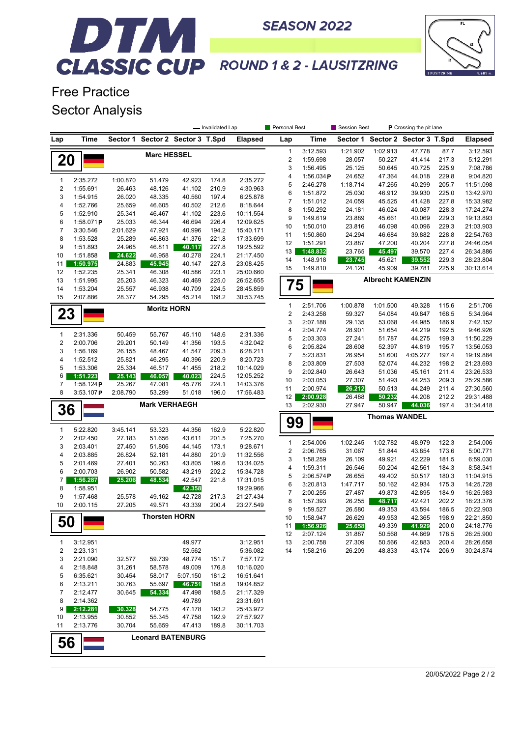# DTM CLASSIC CUP

SEASON 2022

ROUND 1 & 2 - LAUSITZRING

## Free Practice

## Sector Analysis

— Invalidated Lap | Personal Best | Session Best | P Crossing the pit lane

### 20 Marc HESSEL

| Lap | Time | Sector 1 | Sector 2 | Sector 3 | T.Spd | Elapsed |
|---|---|---|---|---|---|---|
| 1 | 2:35.272 | 1:00.870 | 51.479 | 42.923 | 174.8 | 2:35.272 |
| 2 | 1:55.691 | 26.463 | 48.126 | 41.102 | 210.9 | 4:30.963 |
| 3 | 1:54.915 | 26.020 | 48.335 | 40.560 | 197.4 | 6:25.878 |
| 4 | 1:52.766 | 25.659 | 46.605 | 40.502 | 212.6 | 8:18.644 |
| 5 | 1:52.910 | 25.341 | 46.467 | 41.102 | 223.6 | 10:11.554 |
| 6 | 1:58.071 P | 25.033 | 46.344 | 46.694 | 226.4 | 12:09.625 |
| 7 | 3:30.546 | 2:01.629 | 47.921 | 40.996 | 194.2 | 15:40.171 |
| 8 | 1:53.528 | 25.289 | 46.863 | 41.376 | 221.8 | 17:33.699 |
| 9 | 1:51.893 | 24.965 | 46.811 | 40.117 | 227.8 | 19:25.592 |
| 10 | 1:51.858 | 24.622 | 46.958 | 40.278 | 224.1 | 21:17.450 |
| 11 | 1:50.975 | 24.883 | 45.945 | 40.147 | 227.8 | 23:08.425 |
| 12 | 1:52.235 | 25.341 | 46.308 | 40.586 | 223.1 | 25:00.660 |
| 13 | 1:51.995 | 25.203 | 46.323 | 40.469 | 225.0 | 26:52.655 |
| 14 | 1:53.204 | 25.557 | 46.938 | 40.709 | 224.5 | 28:45.859 |
| 15 | 2:07.886 | 28.377 | 54.295 | 45.214 | 168.2 | 30:53.745 |

### 23 Moritz HORN

| Lap | Time | Sector 1 | Sector 2 | Sector 3 | T.Spd | Elapsed |
|---|---|---|---|---|---|---|
| 1 | 2:31.336 | 50.459 | 55.767 | 45.110 | 148.6 | 2:31.336 |
| 2 | 2:00.706 | 29.201 | 50.149 | 41.356 | 193.5 | 4:32.042 |
| 3 | 1:56.169 | 26.155 | 48.467 | 41.547 | 209.3 | 6:28.211 |
| 4 | 1:52.512 | 25.821 | 46.295 | 40.396 | 220.9 | 8:20.723 |
| 5 | 1:53.306 | 25.334 | 46.517 | 41.455 | 218.2 | 10:14.029 |
| 6 | 1:51.223 | 25.143 | 46.057 | 40.023 | 224.5 | 12:05.252 |
| 7 | 1:58.124 P | 25.267 | 47.081 | 45.776 | 224.1 | 14:03.376 |
| 8 | 3:53.107 P | 2:08.790 | 53.299 | 51.018 | 196.0 | 17:56.483 |

### 36 Mark VERHAEGH

| Lap | Time | Sector 1 | Sector 2 | Sector 3 | T.Spd | Elapsed |
|---|---|---|---|---|---|---|
| 1 | 5:22.820 | 3:45.141 | 53.323 | 44.356 | 162.9 | 5:22.820 |
| 2 | 2:02.450 | 27.183 | 51.656 | 43.611 | 201.5 | 7:25.270 |
| 3 | 2:03.401 | 27.450 | 51.806 | 44.145 | 173.1 | 9:28.671 |
| 4 | 2:03.885 | 26.824 | 52.181 | 44.880 | 201.9 | 11:32.556 |
| 5 | 2:01.469 | 27.401 | 50.263 | 43.805 | 199.6 | 13:34.025 |
| 6 | 2:00.703 | 26.902 | 50.582 | 43.219 | 202.2 | 15:34.728 |
| 7 | 1:56.287 | 25.206 | 48.534 | 42.547 | 221.8 | 17:31.015 |
| 8 | 1:58.951 | | | 42.358 | | 19:29.966 |
| 9 | 1:57.468 | 25.578 | 49.162 | 42.728 | 217.3 | 21:27.434 |
| 10 | 2:00.115 | 27.205 | 49.571 | 43.339 | 200.4 | 23:27.549 |

### 50 Thorsten HORN

| Lap | Time | Sector 1 | Sector 2 | Sector 3 | T.Spd | Elapsed |
|---|---|---|---|---|---|---|
| 1 | 3:12.951 | | | 49.977 | | 3:12.951 |
| 2 | 2:23.131 | | | 52.562 | | 5:36.082 |
| 3 | 2:21.090 | 32.577 | 59.739 | 48.774 | 151.7 | 7:57.172 |
| 4 | 2:18.848 | 31.261 | 58.578 | 49.009 | 176.8 | 10:16.020 |
| 5 | 6:35.621 | 30.454 | 58.017 | 5:07.150 | 181.2 | 16:51.641 |
| 6 | 2:13.211 | 30.763 | 55.697 | 46.751 | 188.8 | 19:04.852 |
| 7 | 2:12.477 | 30.645 | 54.334 | 47.498 | 188.5 | 21:17.329 |
| 8 | 2:14.362 | | | 49.789 | | 23:31.691 |
| 9 | 2:12.281 | 30.328 | 54.775 | 47.178 | 193.2 | 25:43.972 |
| 10 | 2:13.955 | 30.852 | 55.345 | 47.758 | 192.9 | 27:57.927 |
| 11 | 2:13.776 | 30.704 | 55.659 | 47.413 | 189.8 | 30:11.703 |

### 56 Leonard BATENBURG

| Lap | Time | Sector 1 | Sector 2 | Sector 3 | T.Spd | Elapsed |
|---|---|---|---|---|---|---|
| 1 | 3:12.593 | 1:21.902 | 1:02.913 | 47.778 | 87.7 | 3:12.593 |
| 2 | 1:59.698 | 28.057 | 50.227 | 41.414 | 217.3 | 5:12.291 |
| 3 | 1:56.495 | 25.125 | 50.645 | 40.725 | 225.9 | 7:08.786 |
| 4 | 1:56.034 P | 24.652 | 47.364 | 44.018 | 229.8 | 9:04.820 |
| 5 | 2:46.278 | 1:18.714 | 47.265 | 40.299 | 205.7 | 11:51.098 |
| 6 | 1:51.872 | 25.030 | 46.912 | 39.930 | 225.0 | 13:42.970 |
| 7 | 1:51.012 | 24.059 | 45.525 | 41.428 | 227.8 | 15:33.982 |
| 8 | 1:50.292 | 24.181 | 46.024 | 40.087 | 228.3 | 17:24.274 |
| 9 | 1:49.619 | 23.889 | 45.661 | 40.069 | 229.3 | 19:13.893 |
| 10 | 1:50.010 | 23.816 | 46.098 | 40.096 | 229.3 | 21:03.903 |
| 11 | 1:50.860 | 24.294 | 46.684 | 39.882 | 228.8 | 22:54.763 |
| 12 | 1:51.291 | 23.887 | 47.200 | 40.204 | 227.8 | 24:46.054 |
| 13 | 1:48.832 | 23.765 | 45.497 | 39.570 | 227.4 | 26:34.886 |
| 14 | 1:48.918 | 23.745 | 45.621 | 39.552 | 229.3 | 28:23.804 |
| 15 | 1:49.810 | 24.120 | 45.909 | 39.781 | 225.9 | 30:13.614 |

### 75 Albrecht KAMENZIN

| Lap | Time | Sector 1 | Sector 2 | Sector 3 | T.Spd | Elapsed |
|---|---|---|---|---|---|---|
| 1 | 2:51.706 | 1:00.878 | 1:01.500 | 49.328 | 115.6 | 2:51.706 |
| 2 | 2:43.258 | 59.327 | 54.084 | 49.847 | 168.5 | 5:34.964 |
| 3 | 2:07.188 | 29.135 | 53.068 | 44.985 | 186.9 | 7:42.152 |
| 4 | 2:04.774 | 28.901 | 51.654 | 44.219 | 192.5 | 9:46.926 |
| 5 | 2:03.303 | 27.241 | 51.787 | 44.275 | 199.3 | 11:50.229 |
| 6 | 2:05.824 | 28.608 | 52.397 | 44.819 | 195.7 | 13:56.053 |
| 7 | 5:23.831 | 26.954 | 51.600 | 4:05.277 | 197.4 | 19:19.884 |
| 8 | 2:03.809 | 27.503 | 52.074 | 44.232 | 198.2 | 21:23.693 |
| 9 | 2:02.840 | 26.643 | 51.036 | 45.161 | 211.4 | 23:26.533 |
| 10 | 2:03.053 | 27.307 | 51.493 | 44.253 | 209.3 | 25:29.586 |
| 11 | 2:00.974 | 26.212 | 50.513 | 44.249 | 211.4 | 27:30.560 |
| 12 | 2:00.928 | 26.488 | 50.232 | 44.208 | 212.2 | 29:31.488 |
| 13 | 2:02.930 | 27.947 | 50.947 | 44.036 | 197.4 | 31:34.418 |

### 99 Thomas WANDEL

| Lap | Time | Sector 1 | Sector 2 | Sector 3 | T.Spd | Elapsed |
|---|---|---|---|---|---|---|
| 1 | 2:54.006 | 1:02.245 | 1:02.782 | 48.979 | 122.3 | 2:54.006 |
| 2 | 2:06.765 | 31.067 | 51.844 | 43.854 | 173.6 | 5:00.771 |
| 3 | 1:58.259 | 26.109 | 49.921 | 42.229 | 181.5 | 6:59.030 |
| 4 | 1:59.311 | 26.546 | 50.204 | 42.561 | 184.3 | 8:58.341 |
| 5 | 2:06.574 P | 26.655 | 49.402 | 50.517 | 180.3 | 11:04.915 |
| 6 | 3:20.813 | 1:47.717 | 50.162 | 42.934 | 175.3 | 14:25.728 |
| 7 | 2:00.255 | 27.487 | 49.873 | 42.895 | 184.9 | 16:25.983 |
| 8 | 1:57.393 | 26.255 | 48.717 | 42.421 | 202.2 | 18:23.376 |
| 9 | 1:59.527 | 26.580 | 49.353 | 43.594 | 186.5 | 20:22.903 |
| 10 | 1:58.947 | 26.629 | 49.953 | 42.365 | 198.9 | 22:21.850 |
| 11 | 1:56.926 | 25.658 | 49.339 | 41.929 | 200.0 | 24:18.776 |
| 12 | 2:07.124 | 31.887 | 50.568 | 44.669 | 178.5 | 26:25.900 |
| 13 | 2:00.758 | 27.309 | 50.566 | 42.883 | 200.4 | 28:26.658 |
| 14 | 1:58.216 | 26.209 | 48.833 | 43.174 | 206.9 | 30:24.874 |

20/05/2022